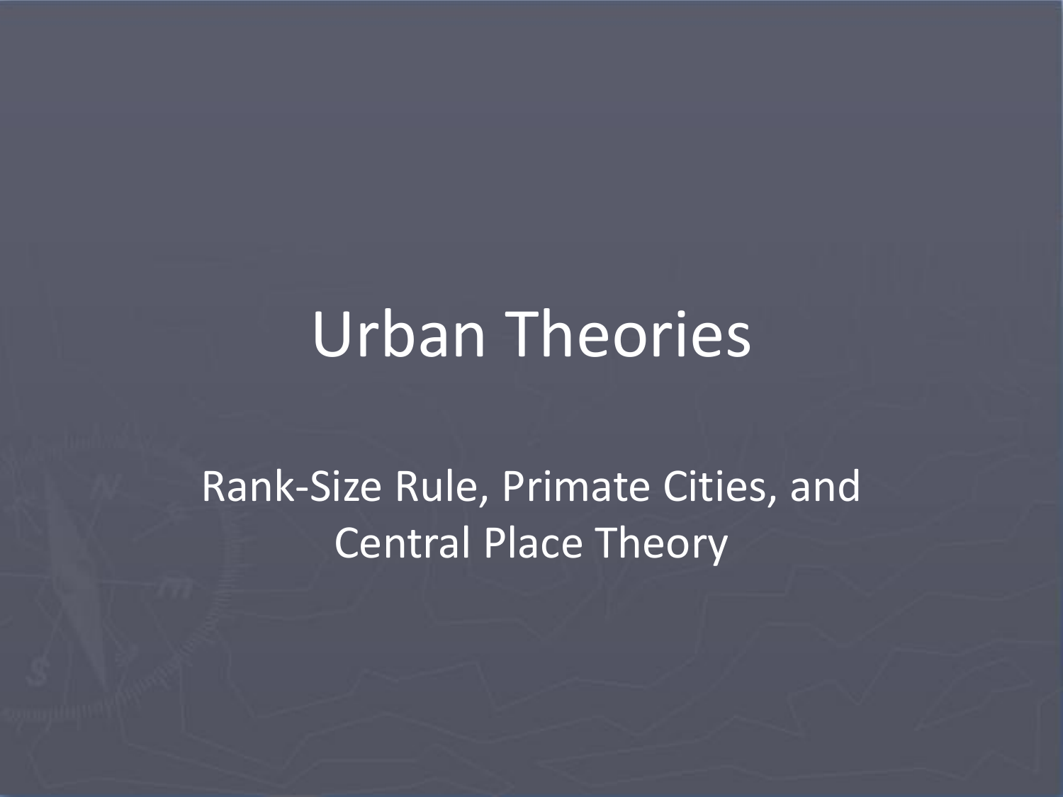# Urban Theories

Rank-Size Rule, Primate Cities, and Central Place Theory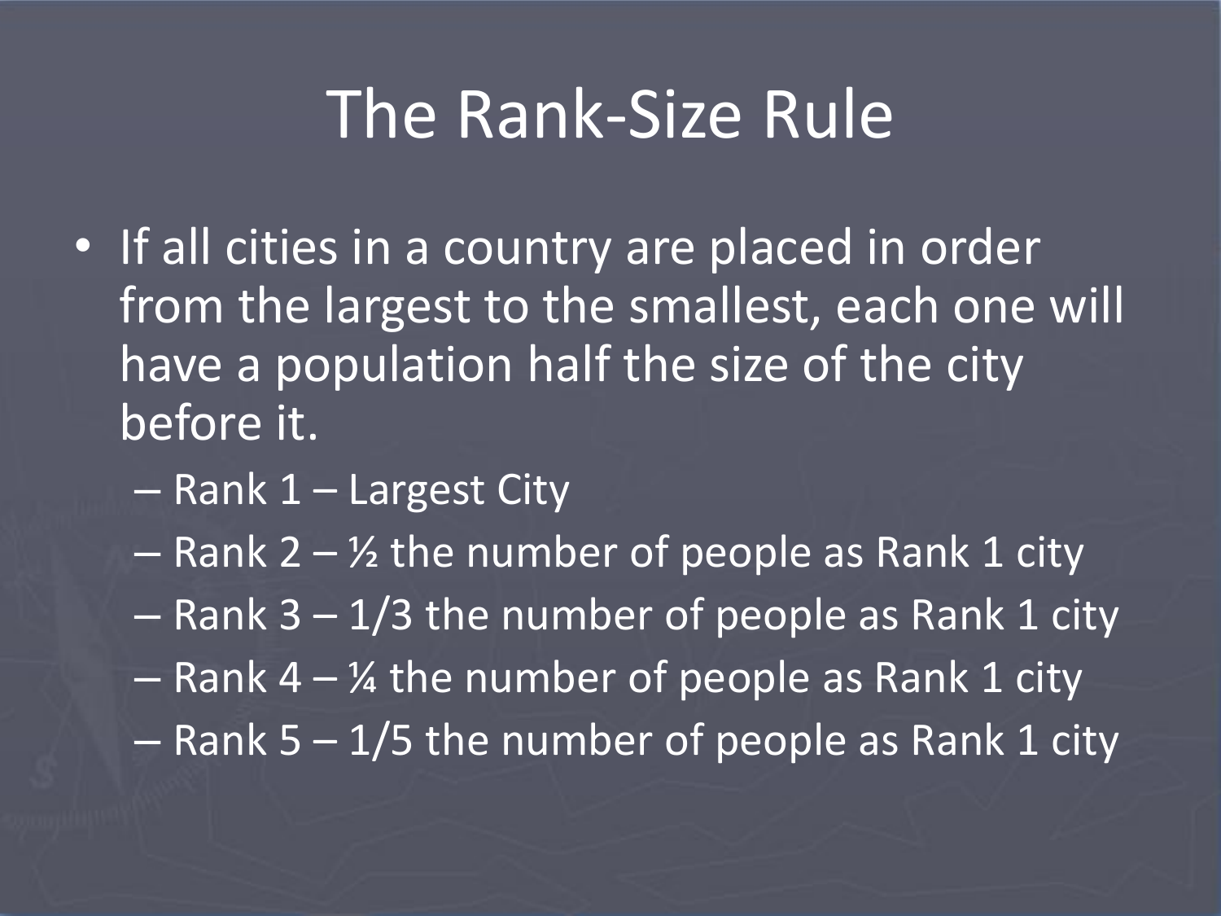# The Rank-Size Rule

- If all cities in a country are placed in order from the largest to the smallest, each one will have a population half the size of the city before it.
  - Rank 1 – Largest City
  - Rank 2 – ½ the number of people as Rank 1 city
  - Rank 3 – 1/3 the number of people as Rank 1 city
  - Rank 4 – ¼ the number of people as Rank 1 city
  - Rank 5 – 1/5 the number of people as Rank 1 city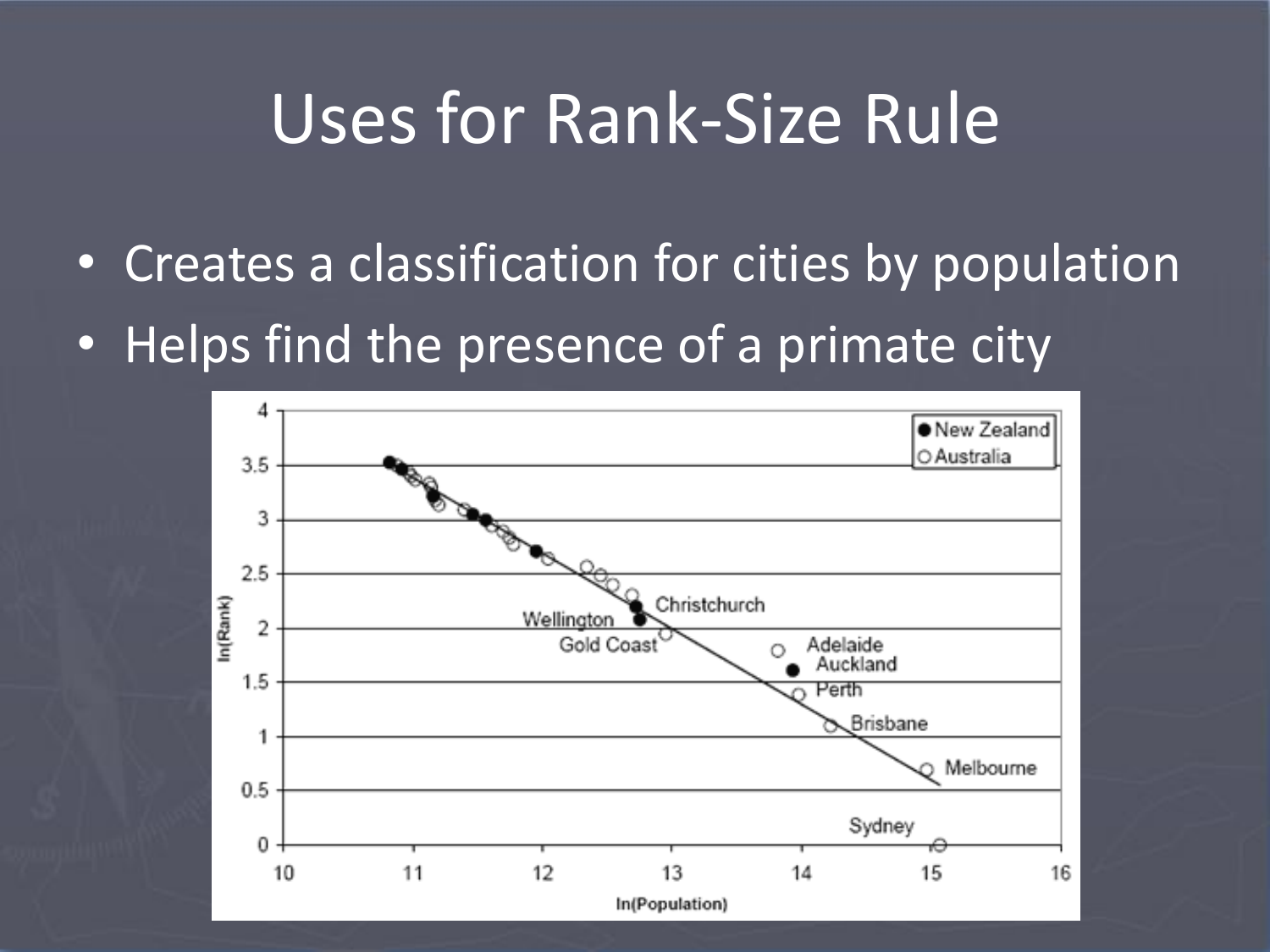# Uses for Rank-Size Rule

- Creates a classification for cities by population
- Helps find the presence of a primate city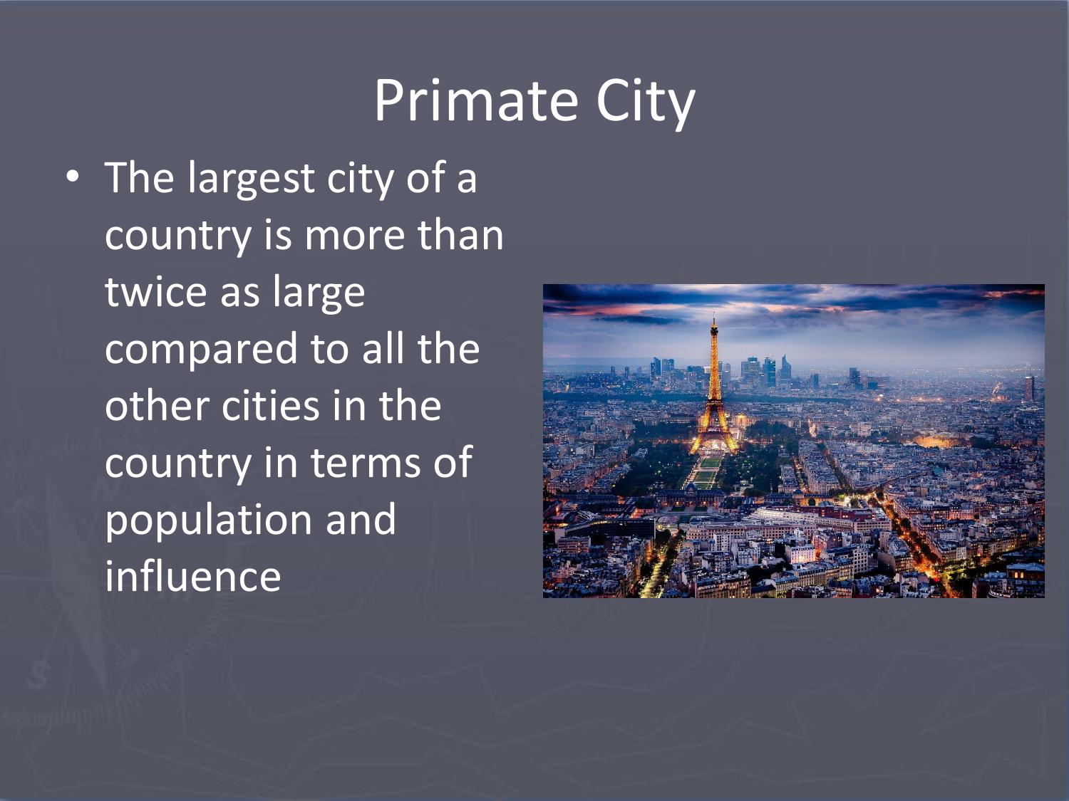# Primate City

- The largest city of a country is more than twice as large compared to all the other cities in the country in terms of population and influence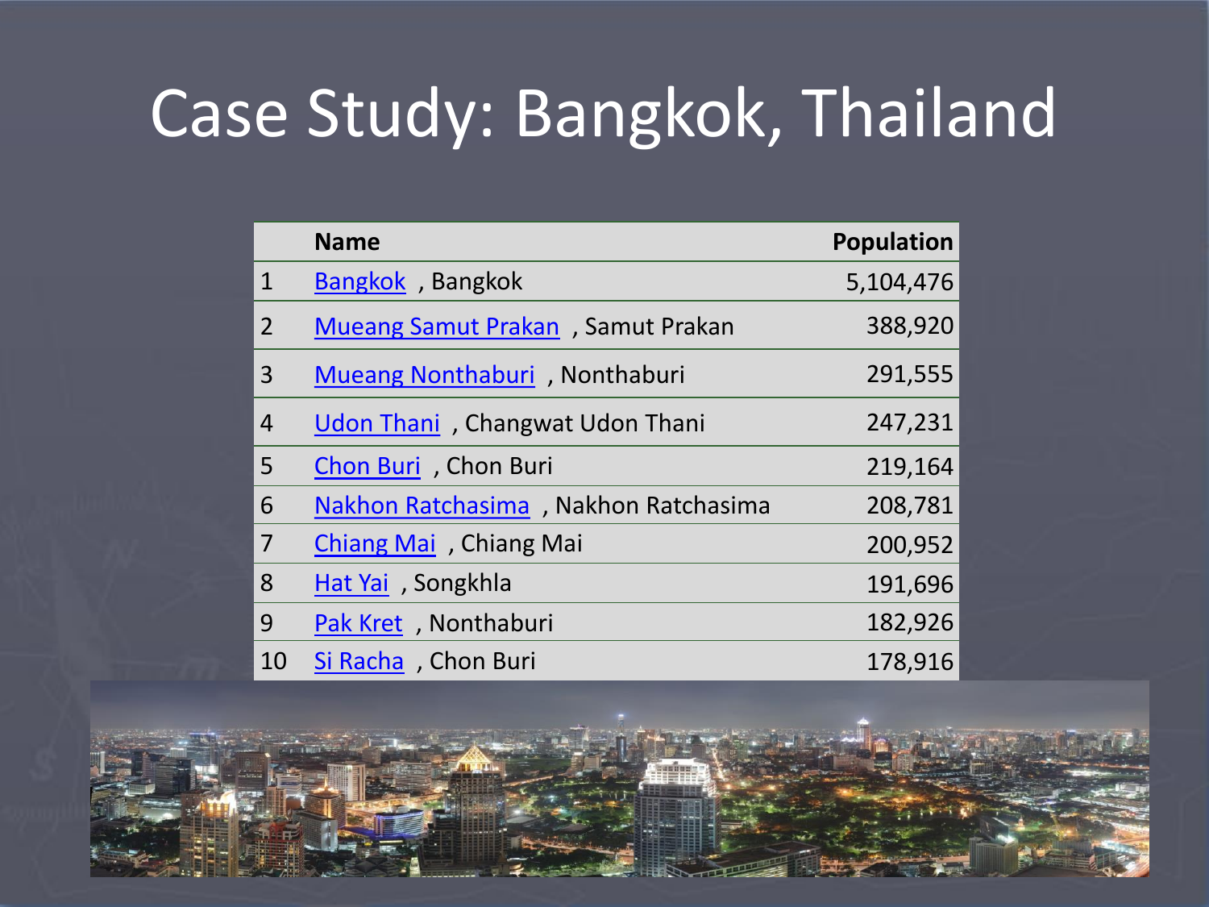# Case Study: Bangkok, Thailand

| | Name | Population |
|---|---|---|
| 1 | Bangkok , Bangkok | 5,104,476 |
| 2 | Mueang Samut Prakan , Samut Prakan | 388,920 |
| 3 | Mueang Nonthaburi , Nonthaburi | 291,555 |
| 4 | Udon Thani , Changwat Udon Thani | 247,231 |
| 5 | Chon Buri , Chon Buri | 219,164 |
| 6 | Nakhon Ratchasima , Nakhon Ratchasima | 208,781 |
| 7 | Chiang Mai , Chiang Mai | 200,952 |
| 8 | Hat Yai , Songkhla | 191,696 |
| 9 | Pak Kret , Nonthaburi | 182,926 |
| 10 | Si Racha , Chon Buri | 178,916 |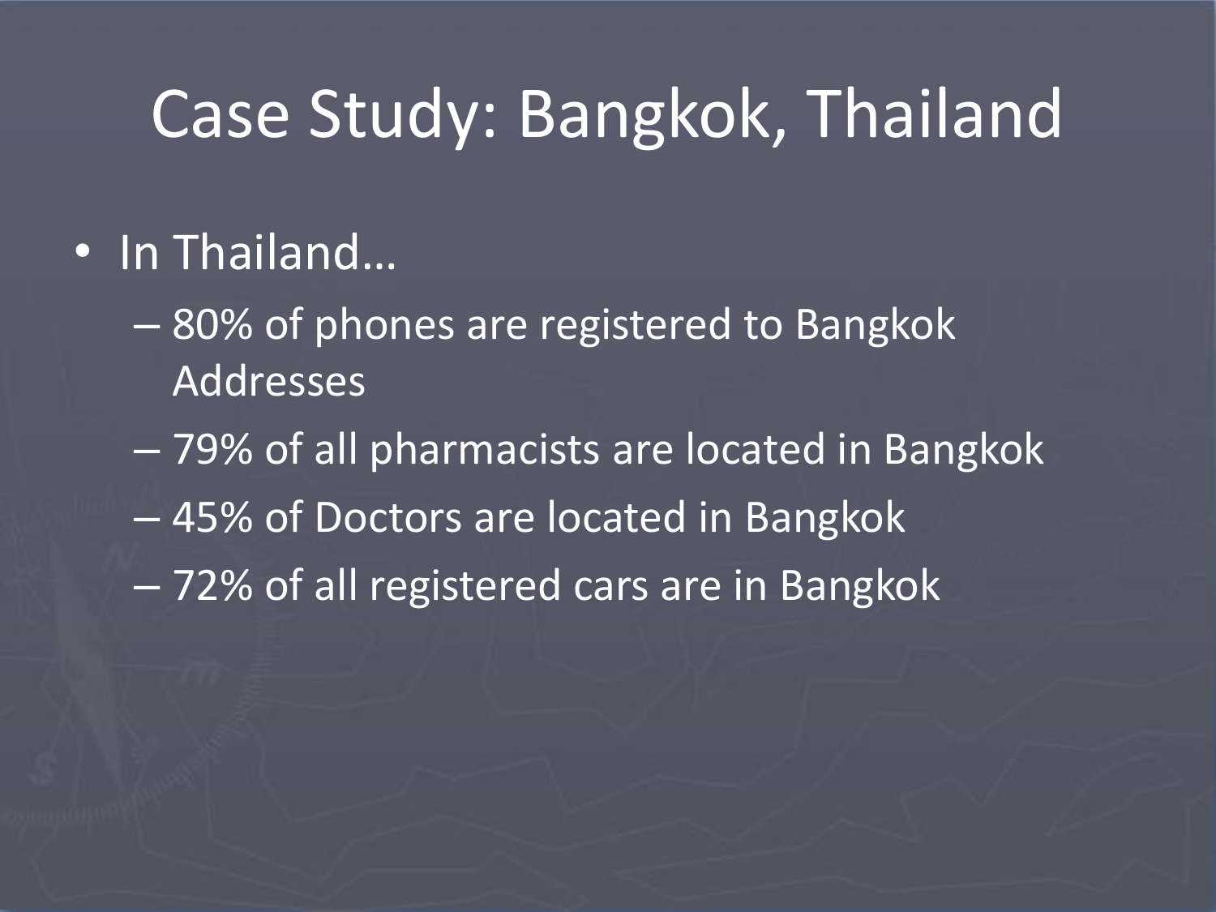# Case Study: Bangkok, Thailand

- In Thailand…
  - 80% of phones are registered to Bangkok Addresses
  - 79% of all pharmacists are located in Bangkok
  - 45% of Doctors are located in Bangkok
  - 72% of all registered cars are in Bangkok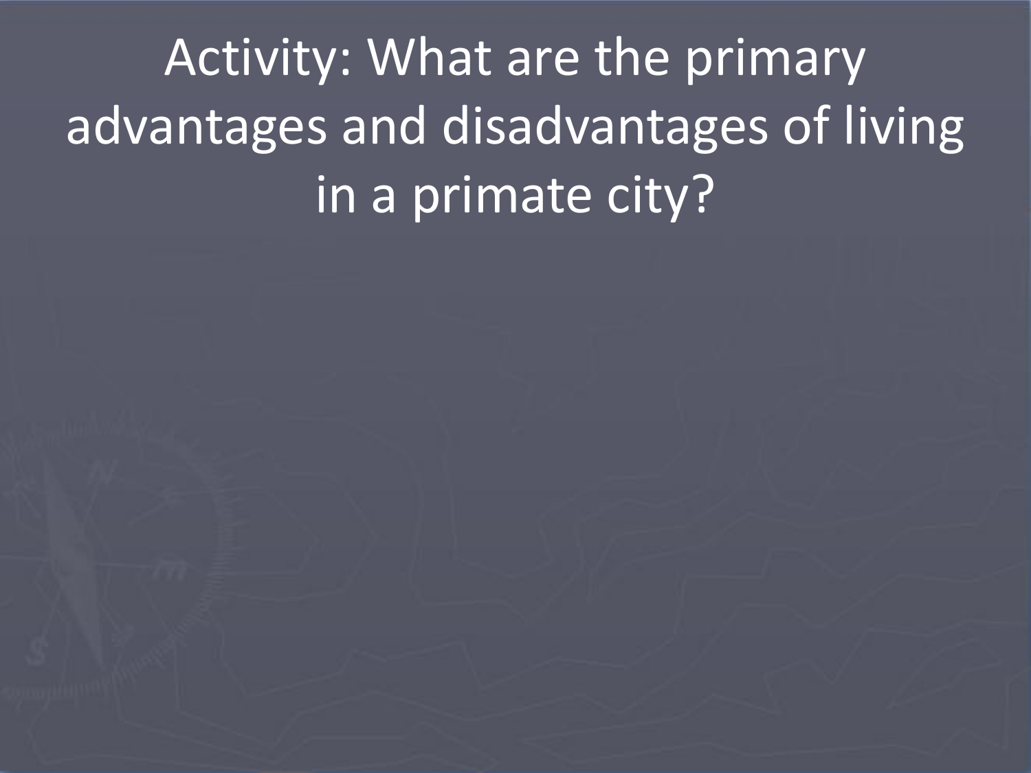# Activity: What are the primary advantages and disadvantages of living in a primate city?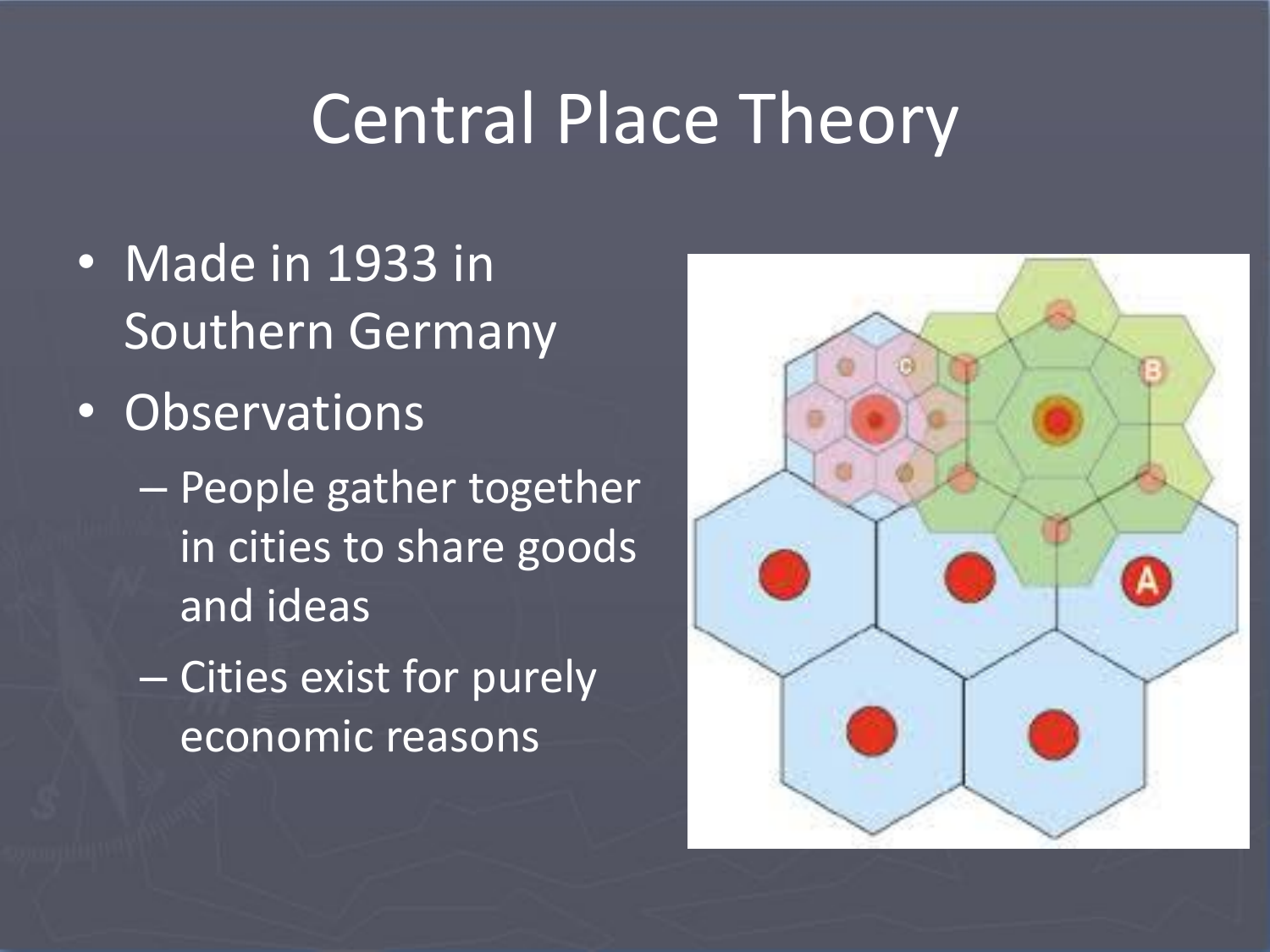# Central Place Theory

- Made in 1933 in Southern Germany
- Observations
  - People gather together in cities to share goods and ideas
  - Cities exist for purely economic reasons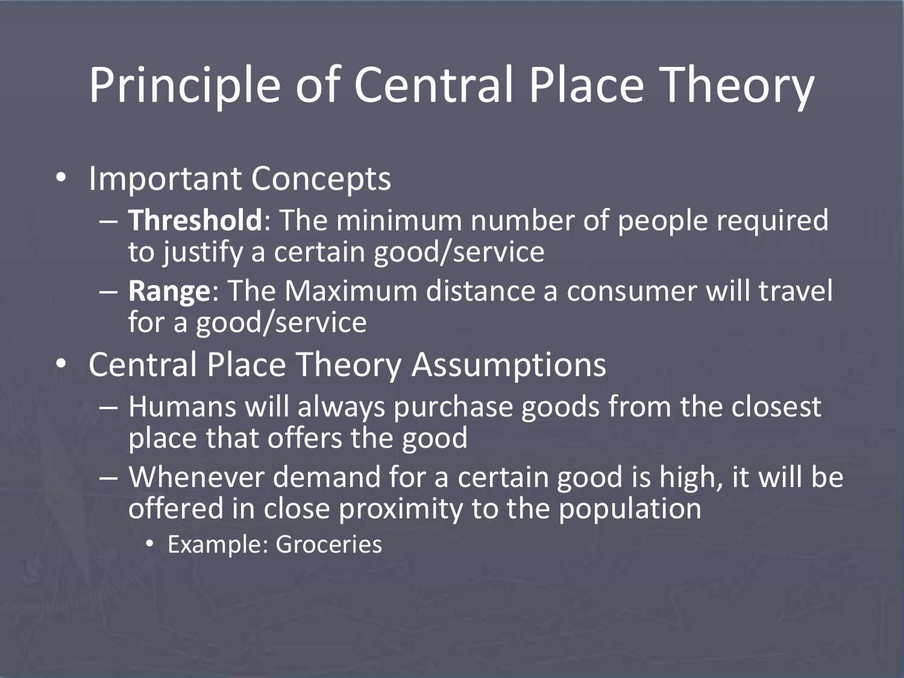# Principle of Central Place Theory

- Important Concepts
  - **Threshold**: The minimum number of people required to justify a certain good/service
  - **Range**: The Maximum distance a consumer will travel for a good/service
- Central Place Theory Assumptions
  - Humans will always purchase goods from the closest place that offers the good
  - Whenever demand for a certain good is high, it will be offered in close proximity to the population
    - Example: Groceries